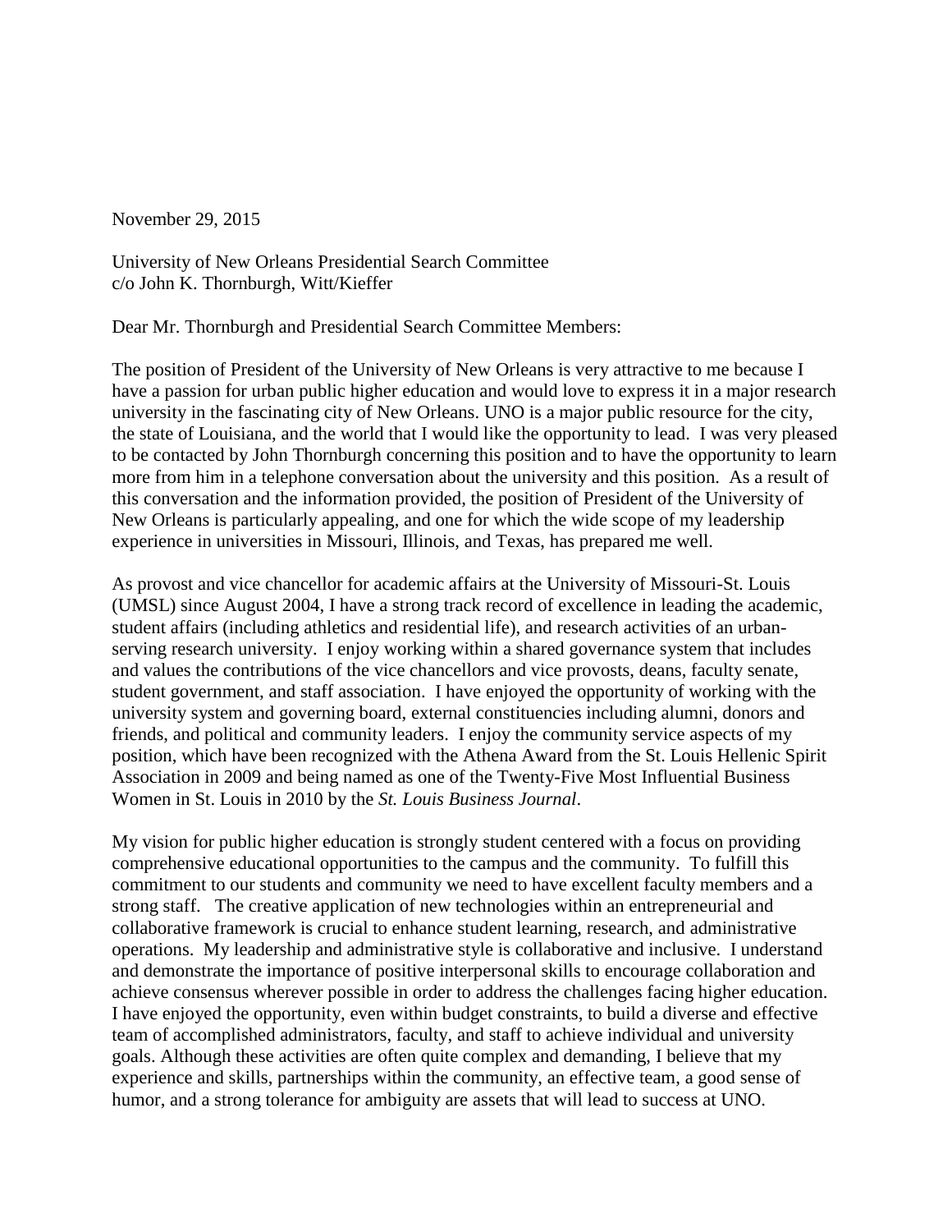November 29, 2015

University of New Orleans Presidential Search Committee
c/o John K. Thornburgh, Witt/Kieffer

Dear Mr. Thornburgh and Presidential Search Committee Members:

The position of President of the University of New Orleans is very attractive to me because I have a passion for urban public higher education and would love to express it in a major research university in the fascinating city of New Orleans. UNO is a major public resource for the city, the state of Louisiana, and the world that I would like the opportunity to lead. I was very pleased to be contacted by John Thornburgh concerning this position and to have the opportunity to learn more from him in a telephone conversation about the university and this position. As a result of this conversation and the information provided, the position of President of the University of New Orleans is particularly appealing, and one for which the wide scope of my leadership experience in universities in Missouri, Illinois, and Texas, has prepared me well.

As provost and vice chancellor for academic affairs at the University of Missouri-St. Louis (UMSL) since August 2004, I have a strong track record of excellence in leading the academic, student affairs (including athletics and residential life), and research activities of an urban-serving research university. I enjoy working within a shared governance system that includes and values the contributions of the vice chancellors and vice provosts, deans, faculty senate, student government, and staff association. I have enjoyed the opportunity of working with the university system and governing board, external constituencies including alumni, donors and friends, and political and community leaders. I enjoy the community service aspects of my position, which have been recognized with the Athena Award from the St. Louis Hellenic Spirit Association in 2009 and being named as one of the Twenty-Five Most Influential Business Women in St. Louis in 2010 by the *St. Louis Business Journal*.

My vision for public higher education is strongly student centered with a focus on providing comprehensive educational opportunities to the campus and the community. To fulfill this commitment to our students and community we need to have excellent faculty members and a strong staff. The creative application of new technologies within an entrepreneurial and collaborative framework is crucial to enhance student learning, research, and administrative operations. My leadership and administrative style is collaborative and inclusive. I understand and demonstrate the importance of positive interpersonal skills to encourage collaboration and achieve consensus wherever possible in order to address the challenges facing higher education. I have enjoyed the opportunity, even within budget constraints, to build a diverse and effective team of accomplished administrators, faculty, and staff to achieve individual and university goals. Although these activities are often quite complex and demanding, I believe that my experience and skills, partnerships within the community, an effective team, a good sense of humor, and a strong tolerance for ambiguity are assets that will lead to success at UNO.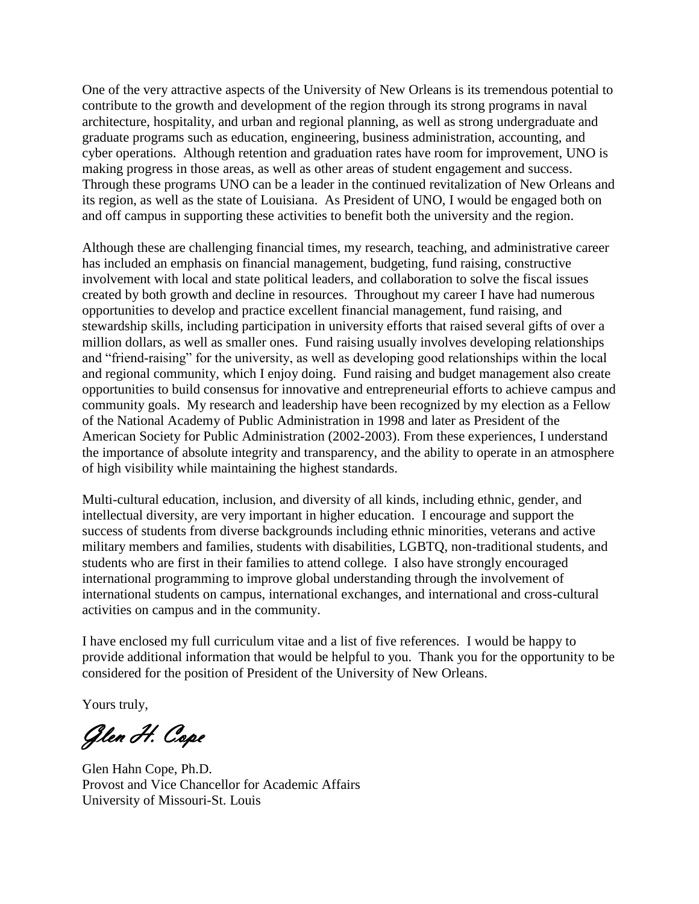One of the very attractive aspects of the University of New Orleans is its tremendous potential to contribute to the growth and development of the region through its strong programs in naval architecture, hospitality, and urban and regional planning, as well as strong undergraduate and graduate programs such as education, engineering, business administration, accounting, and cyber operations. Although retention and graduation rates have room for improvement, UNO is making progress in those areas, as well as other areas of student engagement and success. Through these programs UNO can be a leader in the continued revitalization of New Orleans and its region, as well as the state of Louisiana. As President of UNO, I would be engaged both on and off campus in supporting these activities to benefit both the university and the region.

Although these are challenging financial times, my research, teaching, and administrative career has included an emphasis on financial management, budgeting, fund raising, constructive involvement with local and state political leaders, and collaboration to solve the fiscal issues created by both growth and decline in resources. Throughout my career I have had numerous opportunities to develop and practice excellent financial management, fund raising, and stewardship skills, including participation in university efforts that raised several gifts of over a million dollars, as well as smaller ones. Fund raising usually involves developing relationships and "friend-raising" for the university, as well as developing good relationships within the local and regional community, which I enjoy doing. Fund raising and budget management also create opportunities to build consensus for innovative and entrepreneurial efforts to achieve campus and community goals. My research and leadership have been recognized by my election as a Fellow of the National Academy of Public Administration in 1998 and later as President of the American Society for Public Administration (2002-2003). From these experiences, I understand the importance of absolute integrity and transparency, and the ability to operate in an atmosphere of high visibility while maintaining the highest standards.

Multi-cultural education, inclusion, and diversity of all kinds, including ethnic, gender, and intellectual diversity, are very important in higher education. I encourage and support the success of students from diverse backgrounds including ethnic minorities, veterans and active military members and families, students with disabilities, LGBTQ, non-traditional students, and students who are first in their families to attend college. I also have strongly encouraged international programming to improve global understanding through the involvement of international students on campus, international exchanges, and international and cross-cultural activities on campus and in the community.

I have enclosed my full curriculum vitae and a list of five references. I would be happy to provide additional information that would be helpful to you. Thank you for the opportunity to be considered for the position of President of the University of New Orleans.

Yours truly,

*Glen H. Cope*

Glen Hahn Cope, Ph.D.
Provost and Vice Chancellor for Academic Affairs
University of Missouri-St. Louis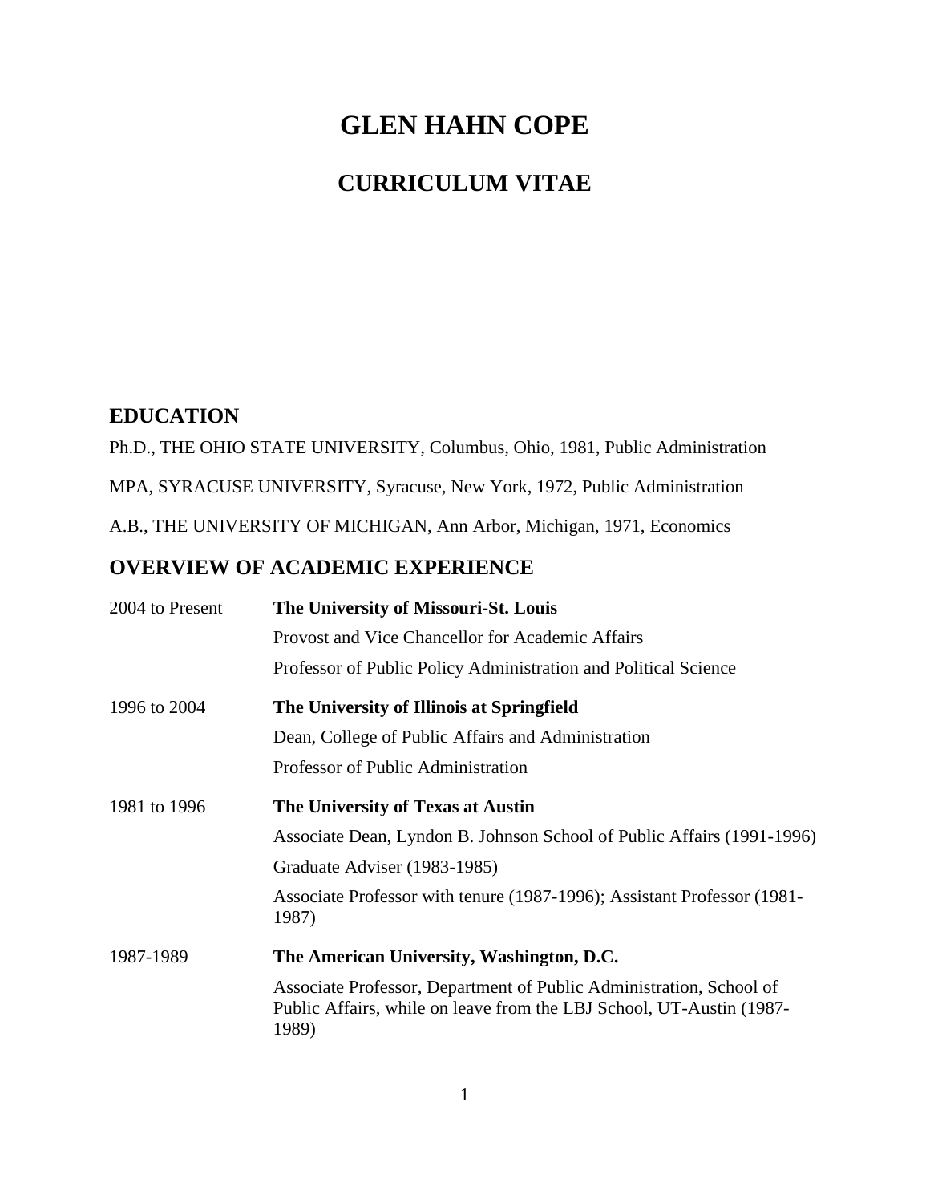# GLEN HAHN COPE

## CURRICULUM VITAE

## EDUCATION

Ph.D., THE OHIO STATE UNIVERSITY, Columbus, Ohio, 1981, Public Administration

MPA, SYRACUSE UNIVERSITY, Syracuse, New York, 1972, Public Administration

A.B., THE UNIVERSITY OF MICHIGAN, Ann Arbor, Michigan, 1971, Economics

## OVERVIEW OF ACADEMIC EXPERIENCE

2004 to Present — **The University of Missouri-St. Louis**

Provost and Vice Chancellor for Academic Affairs

Professor of Public Policy Administration and Political Science

1996 to 2004 — **The University of Illinois at Springfield**

Dean, College of Public Affairs and Administration

Professor of Public Administration

1981 to 1996 — **The University of Texas at Austin**

Associate Dean, Lyndon B. Johnson School of Public Affairs (1991-1996)

Graduate Adviser (1983-1985)

Associate Professor with tenure (1987-1996); Assistant Professor (1981-1987)

1987-1989 — **The American University, Washington, D.C.**

Associate Professor, Department of Public Administration, School of Public Affairs, while on leave from the LBJ School, UT-Austin (1987-1989)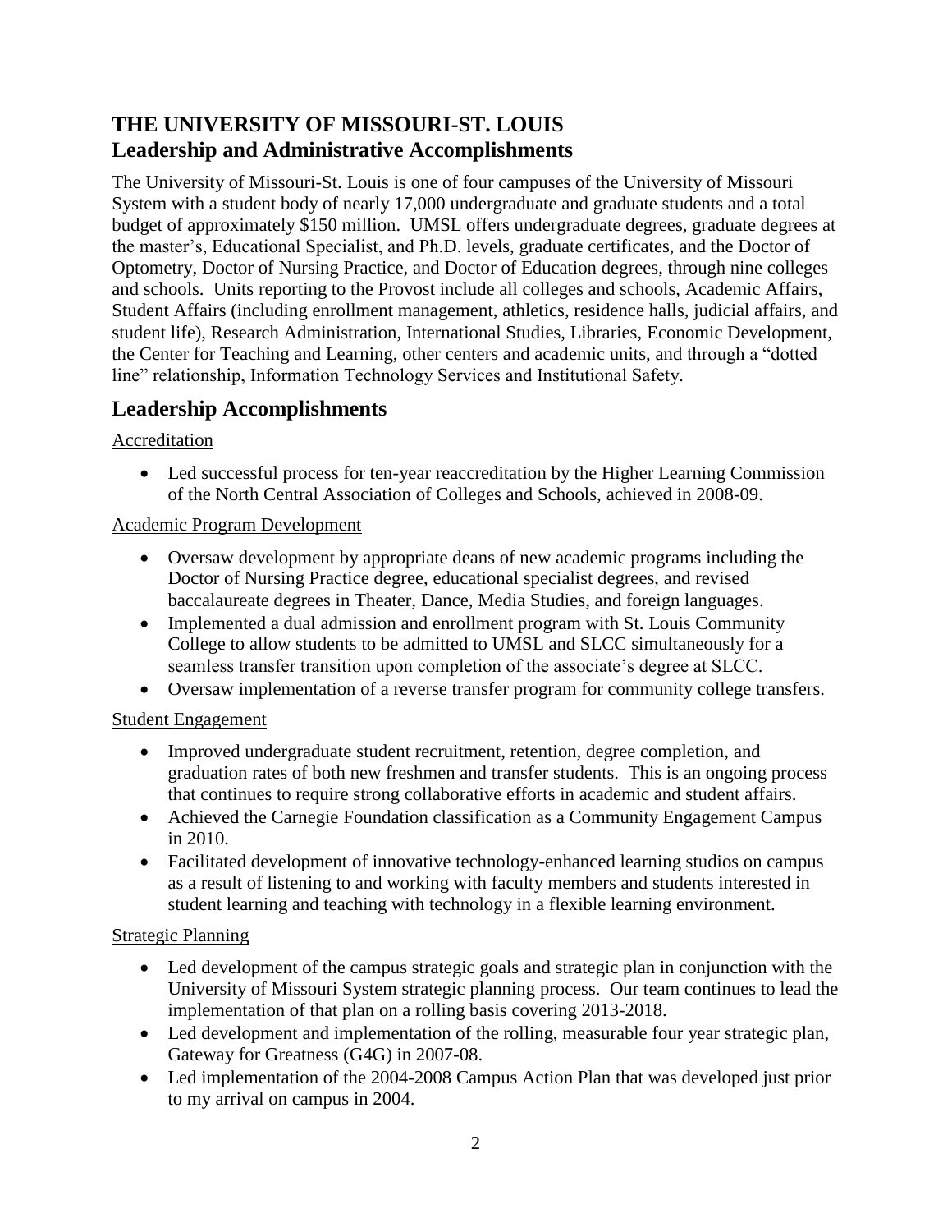# THE UNIVERSITY OF MISSOURI-ST. LOUIS
## Leadership and Administrative Accomplishments

The University of Missouri-St. Louis is one of four campuses of the University of Missouri System with a student body of nearly 17,000 undergraduate and graduate students and a total budget of approximately $150 million. UMSL offers undergraduate degrees, graduate degrees at the master's, Educational Specialist, and Ph.D. levels, graduate certificates, and the Doctor of Optometry, Doctor of Nursing Practice, and Doctor of Education degrees, through nine colleges and schools. Units reporting to the Provost include all colleges and schools, Academic Affairs, Student Affairs (including enrollment management, athletics, residence halls, judicial affairs, and student life), Research Administration, International Studies, Libraries, Economic Development, the Center for Teaching and Learning, other centers and academic units, and through a "dotted line" relationship, Information Technology Services and Institutional Safety.

## Leadership Accomplishments

<u>Accreditation</u>

- Led successful process for ten-year reaccreditation by the Higher Learning Commission of the North Central Association of Colleges and Schools, achieved in 2008-09.

<u>Academic Program Development</u>

- Oversaw development by appropriate deans of new academic programs including the Doctor of Nursing Practice degree, educational specialist degrees, and revised baccalaureate degrees in Theater, Dance, Media Studies, and foreign languages.
- Implemented a dual admission and enrollment program with St. Louis Community College to allow students to be admitted to UMSL and SLCC simultaneously for a seamless transfer transition upon completion of the associate's degree at SLCC.
- Oversaw implementation of a reverse transfer program for community college transfers.

<u>Student Engagement</u>

- Improved undergraduate student recruitment, retention, degree completion, and graduation rates of both new freshmen and transfer students. This is an ongoing process that continues to require strong collaborative efforts in academic and student affairs.
- Achieved the Carnegie Foundation classification as a Community Engagement Campus in 2010.
- Facilitated development of innovative technology-enhanced learning studios on campus as a result of listening to and working with faculty members and students interested in student learning and teaching with technology in a flexible learning environment.

<u>Strategic Planning</u>

- Led development of the campus strategic goals and strategic plan in conjunction with the University of Missouri System strategic planning process. Our team continues to lead the implementation of that plan on a rolling basis covering 2013-2018.
- Led development and implementation of the rolling, measurable four year strategic plan, Gateway for Greatness (G4G) in 2007-08.
- Led implementation of the 2004-2008 Campus Action Plan that was developed just prior to my arrival on campus in 2004.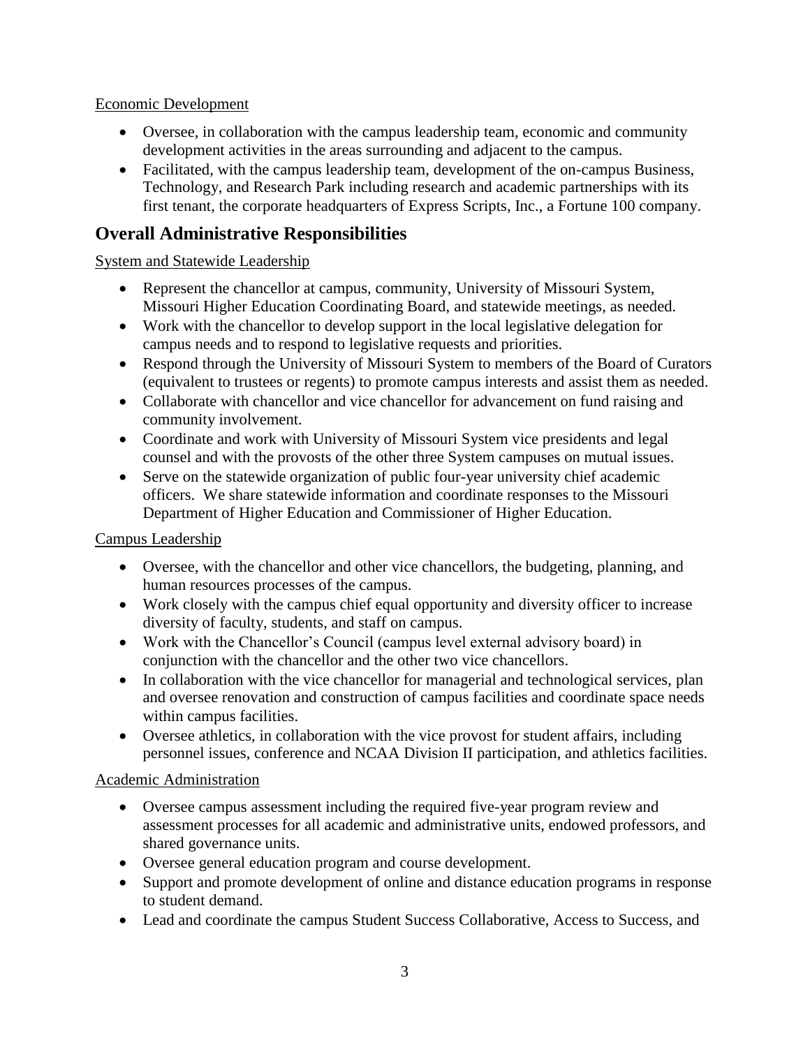Economic Development

- Oversee, in collaboration with the campus leadership team, economic and community development activities in the areas surrounding and adjacent to the campus.
- Facilitated, with the campus leadership team, development of the on-campus Business, Technology, and Research Park including research and academic partnerships with its first tenant, the corporate headquarters of Express Scripts, Inc., a Fortune 100 company.

## Overall Administrative Responsibilities

System and Statewide Leadership

- Represent the chancellor at campus, community, University of Missouri System, Missouri Higher Education Coordinating Board, and statewide meetings, as needed.
- Work with the chancellor to develop support in the local legislative delegation for campus needs and to respond to legislative requests and priorities.
- Respond through the University of Missouri System to members of the Board of Curators (equivalent to trustees or regents) to promote campus interests and assist them as needed.
- Collaborate with chancellor and vice chancellor for advancement on fund raising and community involvement.
- Coordinate and work with University of Missouri System vice presidents and legal counsel and with the provosts of the other three System campuses on mutual issues.
- Serve on the statewide organization of public four-year university chief academic officers. We share statewide information and coordinate responses to the Missouri Department of Higher Education and Commissioner of Higher Education.

Campus Leadership

- Oversee, with the chancellor and other vice chancellors, the budgeting, planning, and human resources processes of the campus.
- Work closely with the campus chief equal opportunity and diversity officer to increase diversity of faculty, students, and staff on campus.
- Work with the Chancellor's Council (campus level external advisory board) in conjunction with the chancellor and the other two vice chancellors.
- In collaboration with the vice chancellor for managerial and technological services, plan and oversee renovation and construction of campus facilities and coordinate space needs within campus facilities.
- Oversee athletics, in collaboration with the vice provost for student affairs, including personnel issues, conference and NCAA Division II participation, and athletics facilities.

Academic Administration

- Oversee campus assessment including the required five-year program review and assessment processes for all academic and administrative units, endowed professors, and shared governance units.
- Oversee general education program and course development.
- Support and promote development of online and distance education programs in response to student demand.
- Lead and coordinate the campus Student Success Collaborative, Access to Success, and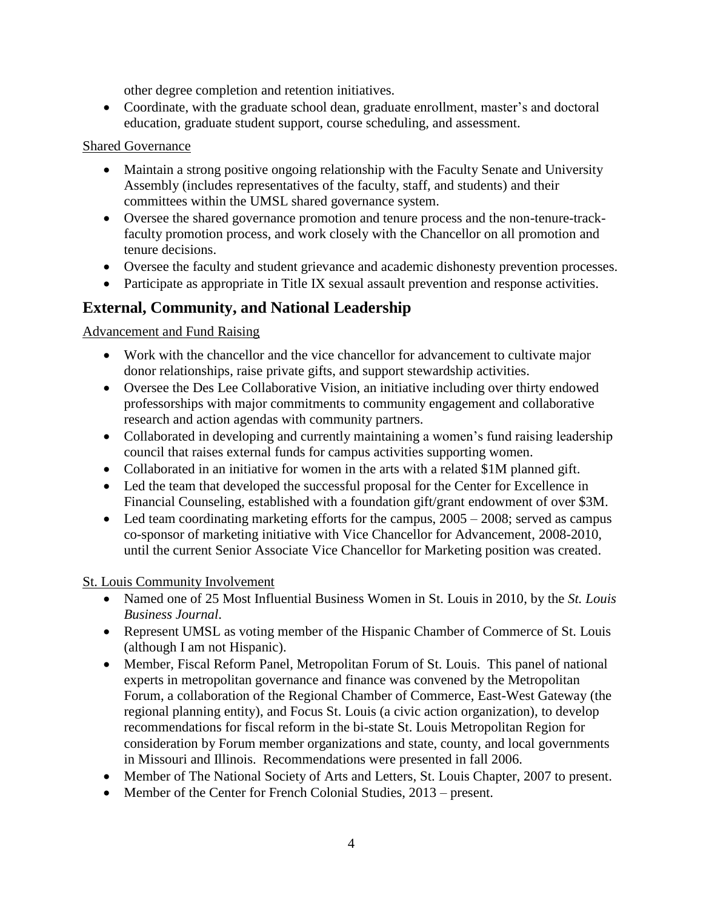other degree completion and retention initiatives.

- Coordinate, with the graduate school dean, graduate enrollment, master's and doctoral education, graduate student support, course scheduling, and assessment.

Shared Governance

- Maintain a strong positive ongoing relationship with the Faculty Senate and University Assembly (includes representatives of the faculty, staff, and students) and their committees within the UMSL shared governance system.
- Oversee the shared governance promotion and tenure process and the non-tenure-track-faculty promotion process, and work closely with the Chancellor on all promotion and tenure decisions.
- Oversee the faculty and student grievance and academic dishonesty prevention processes.
- Participate as appropriate in Title IX sexual assault prevention and response activities.

## External, Community, and National Leadership

Advancement and Fund Raising

- Work with the chancellor and the vice chancellor for advancement to cultivate major donor relationships, raise private gifts, and support stewardship activities.
- Oversee the Des Lee Collaborative Vision, an initiative including over thirty endowed professorships with major commitments to community engagement and collaborative research and action agendas with community partners.
- Collaborated in developing and currently maintaining a women's fund raising leadership council that raises external funds for campus activities supporting women.
- Collaborated in an initiative for women in the arts with a related $1M planned gift.
- Led the team that developed the successful proposal for the Center for Excellence in Financial Counseling, established with a foundation gift/grant endowment of over $3M.
- Led team coordinating marketing efforts for the campus, 2005 – 2008; served as campus co-sponsor of marketing initiative with Vice Chancellor for Advancement, 2008-2010, until the current Senior Associate Vice Chancellor for Marketing position was created.

St. Louis Community Involvement

- Named one of 25 Most Influential Business Women in St. Louis in 2010, by the *St. Louis Business Journal*.
- Represent UMSL as voting member of the Hispanic Chamber of Commerce of St. Louis (although I am not Hispanic).
- Member, Fiscal Reform Panel, Metropolitan Forum of St. Louis. This panel of national experts in metropolitan governance and finance was convened by the Metropolitan Forum, a collaboration of the Regional Chamber of Commerce, East-West Gateway (the regional planning entity), and Focus St. Louis (a civic action organization), to develop recommendations for fiscal reform in the bi-state St. Louis Metropolitan Region for consideration by Forum member organizations and state, county, and local governments in Missouri and Illinois. Recommendations were presented in fall 2006.
- Member of The National Society of Arts and Letters, St. Louis Chapter, 2007 to present.
- Member of the Center for French Colonial Studies, 2013 – present.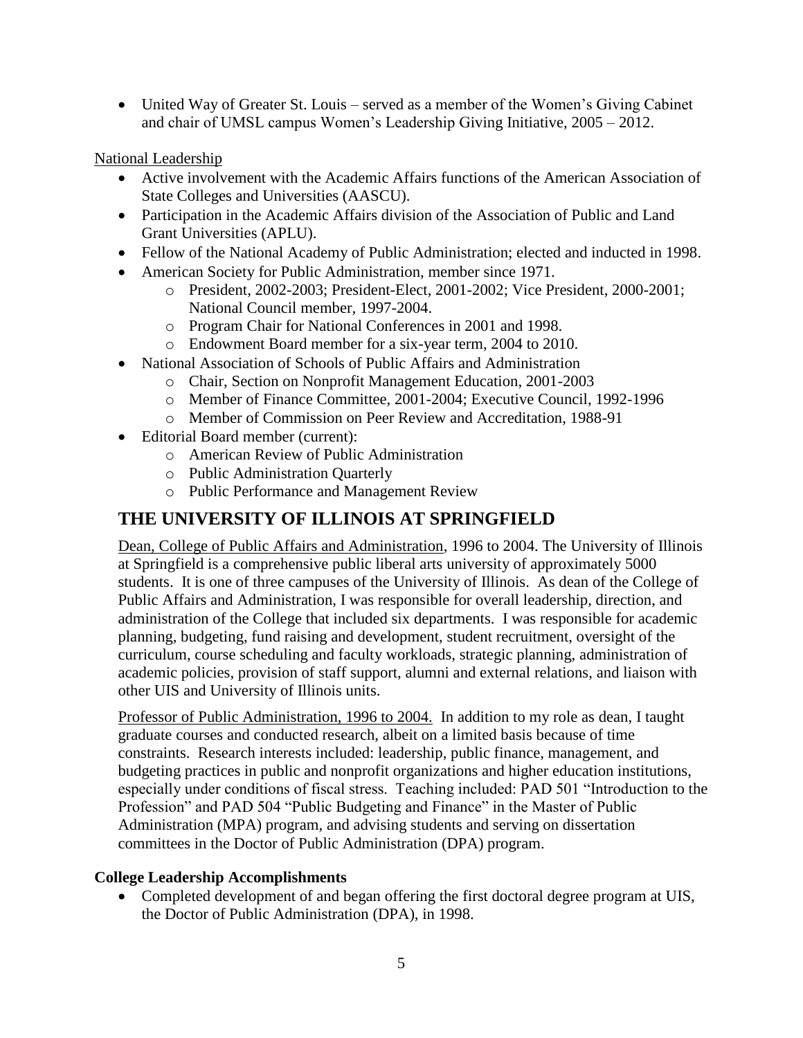- United Way of Greater St. Louis – served as a member of the Women's Giving Cabinet and chair of UMSL campus Women's Leadership Giving Initiative, 2005 – 2012.

National Leadership

- Active involvement with the Academic Affairs functions of the American Association of State Colleges and Universities (AASCU).
- Participation in the Academic Affairs division of the Association of Public and Land Grant Universities (APLU).
- Fellow of the National Academy of Public Administration; elected and inducted in 1998.
- American Society for Public Administration, member since 1971.
    - President, 2002-2003; President-Elect, 2001-2002; Vice President, 2000-2001; National Council member, 1997-2004.
    - Program Chair for National Conferences in 2001 and 1998.
    - Endowment Board member for a six-year term, 2004 to 2010.
- National Association of Schools of Public Affairs and Administration
    - Chair, Section on Nonprofit Management Education, 2001-2003
    - Member of Finance Committee, 2001-2004; Executive Council, 1992-1996
    - Member of Commission on Peer Review and Accreditation, 1988-91
- Editorial Board member (current):
    - American Review of Public Administration
    - Public Administration Quarterly
    - Public Performance and Management Review

## THE UNIVERSITY OF ILLINOIS AT SPRINGFIELD

Dean, College of Public Affairs and Administration, 1996 to 2004. The University of Illinois at Springfield is a comprehensive public liberal arts university of approximately 5000 students. It is one of three campuses of the University of Illinois. As dean of the College of Public Affairs and Administration, I was responsible for overall leadership, direction, and administration of the College that included six departments. I was responsible for academic planning, budgeting, fund raising and development, student recruitment, oversight of the curriculum, course scheduling and faculty workloads, strategic planning, administration of academic policies, provision of staff support, alumni and external relations, and liaison with other UIS and University of Illinois units.

Professor of Public Administration, 1996 to 2004. In addition to my role as dean, I taught graduate courses and conducted research, albeit on a limited basis because of time constraints. Research interests included: leadership, public finance, management, and budgeting practices in public and nonprofit organizations and higher education institutions, especially under conditions of fiscal stress. Teaching included: PAD 501 "Introduction to the Profession" and PAD 504 "Public Budgeting and Finance" in the Master of Public Administration (MPA) program, and advising students and serving on dissertation committees in the Doctor of Public Administration (DPA) program.

**College Leadership Accomplishments**

- Completed development of and began offering the first doctoral degree program at UIS, the Doctor of Public Administration (DPA), in 1998.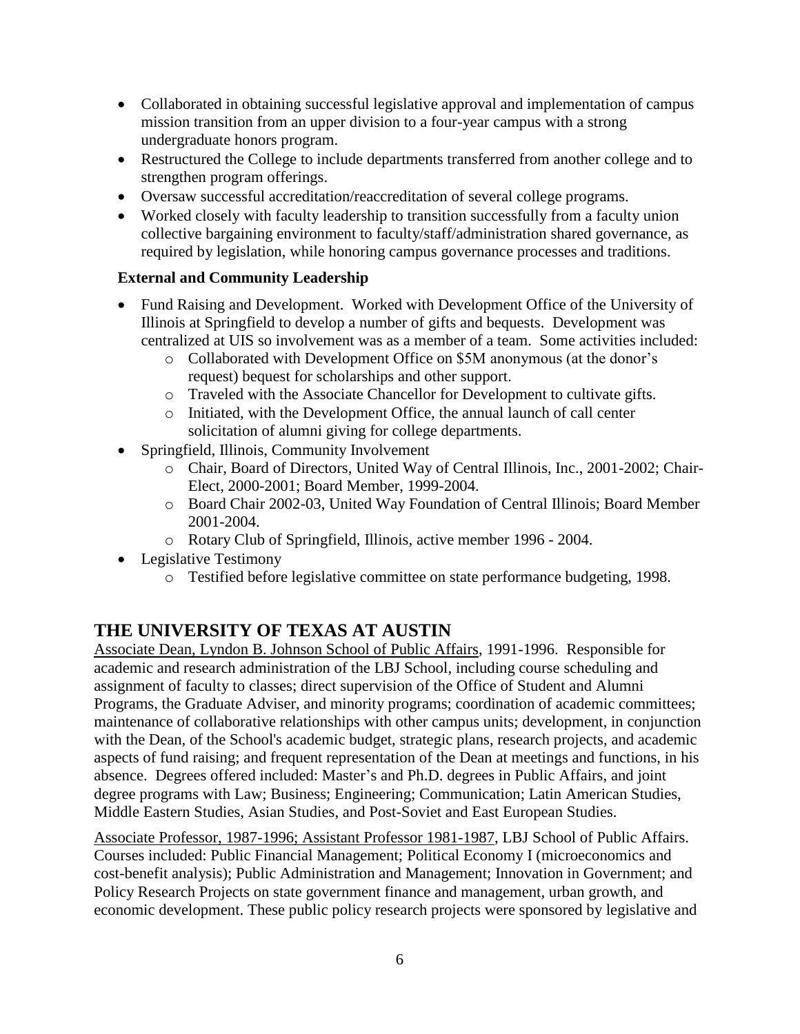- Collaborated in obtaining successful legislative approval and implementation of campus mission transition from an upper division to a four-year campus with a strong undergraduate honors program.
- Restructured the College to include departments transferred from another college and to strengthen program offerings.
- Oversaw successful accreditation/reaccreditation of several college programs.
- Worked closely with faculty leadership to transition successfully from a faculty union collective bargaining environment to faculty/staff/administration shared governance, as required by legislation, while honoring campus governance processes and traditions.

### External and Community Leadership

- Fund Raising and Development. Worked with Development Office of the University of Illinois at Springfield to develop a number of gifts and bequests. Development was centralized at UIS so involvement was as a member of a team. Some activities included:
  - Collaborated with Development Office on $5M anonymous (at the donor's request) bequest for scholarships and other support.
  - Traveled with the Associate Chancellor for Development to cultivate gifts.
  - Initiated, with the Development Office, the annual launch of call center solicitation of alumni giving for college departments.
- Springfield, Illinois, Community Involvement
  - Chair, Board of Directors, United Way of Central Illinois, Inc., 2001-2002; Chair-Elect, 2000-2001; Board Member, 1999-2004.
  - Board Chair 2002-03, United Way Foundation of Central Illinois; Board Member 2001-2004.
  - Rotary Club of Springfield, Illinois, active member 1996 - 2004.
- Legislative Testimony
  - Testified before legislative committee on state performance budgeting, 1998.

## THE UNIVERSITY OF TEXAS AT AUSTIN

Associate Dean, Lyndon B. Johnson School of Public Affairs, 1991-1996. Responsible for academic and research administration of the LBJ School, including course scheduling and assignment of faculty to classes; direct supervision of the Office of Student and Alumni Programs, the Graduate Adviser, and minority programs; coordination of academic committees; maintenance of collaborative relationships with other campus units; development, in conjunction with the Dean, of the School's academic budget, strategic plans, research projects, and academic aspects of fund raising; and frequent representation of the Dean at meetings and functions, in his absence. Degrees offered included: Master's and Ph.D. degrees in Public Affairs, and joint degree programs with Law; Business; Engineering; Communication; Latin American Studies, Middle Eastern Studies, Asian Studies, and Post-Soviet and East European Studies.

Associate Professor, 1987-1996; Assistant Professor 1981-1987, LBJ School of Public Affairs. Courses included: Public Financial Management; Political Economy I (microeconomics and cost-benefit analysis); Public Administration and Management; Innovation in Government; and Policy Research Projects on state government finance and management, urban growth, and economic development. These public policy research projects were sponsored by legislative and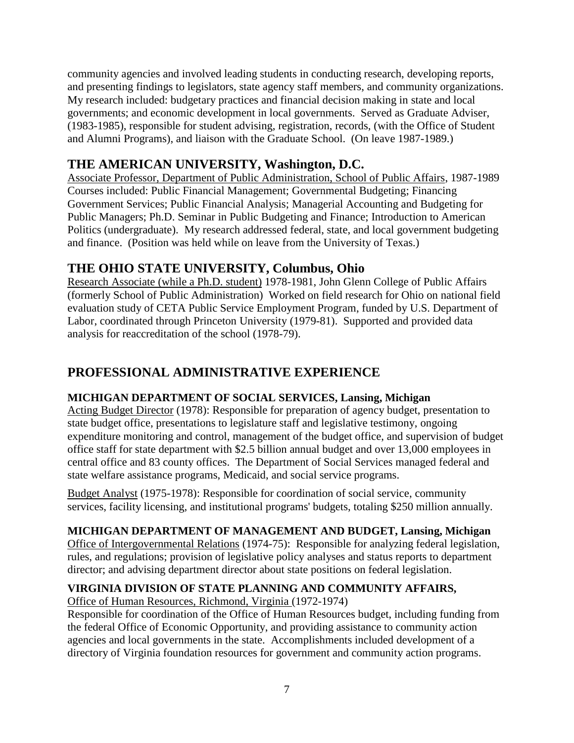community agencies and involved leading students in conducting research, developing reports, and presenting findings to legislators, state agency staff members, and community organizations. My research included: budgetary practices and financial decision making in state and local governments; and economic development in local governments. Served as Graduate Adviser, (1983-1985), responsible for student advising, registration, records, (with the Office of Student and Alumni Programs), and liaison with the Graduate School. (On leave 1987-1989.)

## THE AMERICAN UNIVERSITY, Washington, D.C.

Associate Professor, Department of Public Administration, School of Public Affairs, 1987-1989
Courses included: Public Financial Management; Governmental Budgeting; Financing Government Services; Public Financial Analysis; Managerial Accounting and Budgeting for Public Managers; Ph.D. Seminar in Public Budgeting and Finance; Introduction to American Politics (undergraduate). My research addressed federal, state, and local government budgeting and finance. (Position was held while on leave from the University of Texas.)

## THE OHIO STATE UNIVERSITY, Columbus, Ohio

Research Associate (while a Ph.D. student) 1978-1981, John Glenn College of Public Affairs (formerly School of Public Administration) Worked on field research for Ohio on national field evaluation study of CETA Public Service Employment Program, funded by U.S. Department of Labor, coordinated through Princeton University (1979-81). Supported and provided data analysis for reaccreditation of the school (1978-79).

## PROFESSIONAL ADMINISTRATIVE EXPERIENCE

### MICHIGAN DEPARTMENT OF SOCIAL SERVICES, Lansing, Michigan

Acting Budget Director (1978): Responsible for preparation of agency budget, presentation to state budget office, presentations to legislature staff and legislative testimony, ongoing expenditure monitoring and control, management of the budget office, and supervision of budget office staff for state department with \$2.5 billion annual budget and over 13,000 employees in central office and 83 county offices. The Department of Social Services managed federal and state welfare assistance programs, Medicaid, and social service programs.

Budget Analyst (1975-1978): Responsible for coordination of social service, community services, facility licensing, and institutional programs' budgets, totaling \$250 million annually.

### MICHIGAN DEPARTMENT OF MANAGEMENT AND BUDGET, Lansing, Michigan

Office of Intergovernmental Relations (1974-75): Responsible for analyzing federal legislation, rules, and regulations; provision of legislative policy analyses and status reports to department director; and advising department director about state positions on federal legislation.

### VIRGINIA DIVISION OF STATE PLANNING AND COMMUNITY AFFAIRS,

Office of Human Resources, Richmond, Virginia (1972-1974)
Responsible for coordination of the Office of Human Resources budget, including funding from the federal Office of Economic Opportunity, and providing assistance to community action agencies and local governments in the state. Accomplishments included development of a directory of Virginia foundation resources for government and community action programs.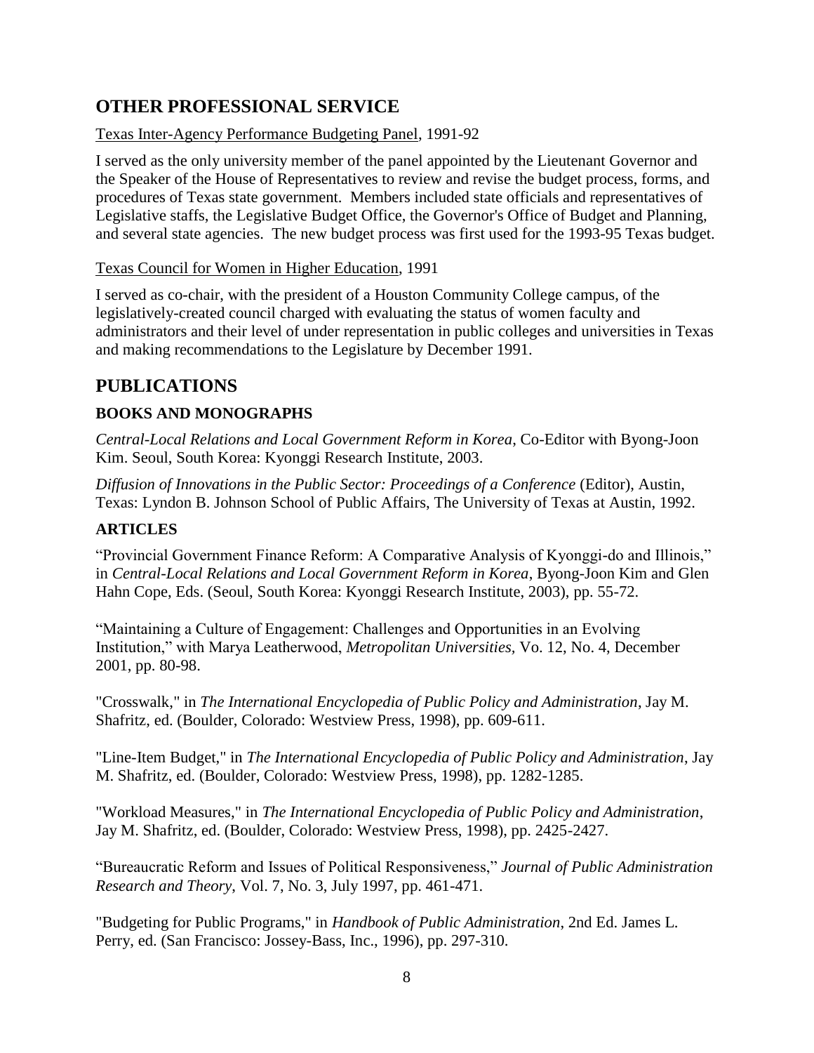## OTHER PROFESSIONAL SERVICE

Texas Inter-Agency Performance Budgeting Panel, 1991-92

I served as the only university member of the panel appointed by the Lieutenant Governor and the Speaker of the House of Representatives to review and revise the budget process, forms, and procedures of Texas state government. Members included state officials and representatives of Legislative staffs, the Legislative Budget Office, the Governor's Office of Budget and Planning, and several state agencies. The new budget process was first used for the 1993-95 Texas budget.

Texas Council for Women in Higher Education, 1991

I served as co-chair, with the president of a Houston Community College campus, of the legislatively-created council charged with evaluating the status of women faculty and administrators and their level of under representation in public colleges and universities in Texas and making recommendations to the Legislature by December 1991.

## PUBLICATIONS

### BOOKS AND MONOGRAPHS

*Central-Local Relations and Local Government Reform in Korea*, Co-Editor with Byong-Joon Kim. Seoul, South Korea: Kyonggi Research Institute, 2003.

*Diffusion of Innovations in the Public Sector: Proceedings of a Conference* (Editor), Austin, Texas: Lyndon B. Johnson School of Public Affairs, The University of Texas at Austin, 1992.

### ARTICLES

"Provincial Government Finance Reform: A Comparative Analysis of Kyonggi-do and Illinois," in *Central-Local Relations and Local Government Reform in Korea*, Byong-Joon Kim and Glen Hahn Cope, Eds. (Seoul, South Korea: Kyonggi Research Institute, 2003), pp. 55-72.

"Maintaining a Culture of Engagement: Challenges and Opportunities in an Evolving Institution," with Marya Leatherwood, *Metropolitan Universities,* Vo. 12, No. 4, December 2001, pp. 80-98.

"Crosswalk," in *The International Encyclopedia of Public Policy and Administration*, Jay M. Shafritz, ed. (Boulder, Colorado: Westview Press, 1998), pp. 609-611.

"Line-Item Budget," in *The International Encyclopedia of Public Policy and Administration*, Jay M. Shafritz, ed. (Boulder, Colorado: Westview Press, 1998), pp. 1282-1285.

"Workload Measures," in *The International Encyclopedia of Public Policy and Administration*, Jay M. Shafritz, ed. (Boulder, Colorado: Westview Press, 1998), pp. 2425-2427.

"Bureaucratic Reform and Issues of Political Responsiveness," *Journal of Public Administration Research and Theory*, Vol. 7, No. 3, July 1997, pp. 461-471.

"Budgeting for Public Programs," in *Handbook of Public Administration*, 2nd Ed. James L. Perry, ed. (San Francisco: Jossey-Bass, Inc., 1996), pp. 297-310.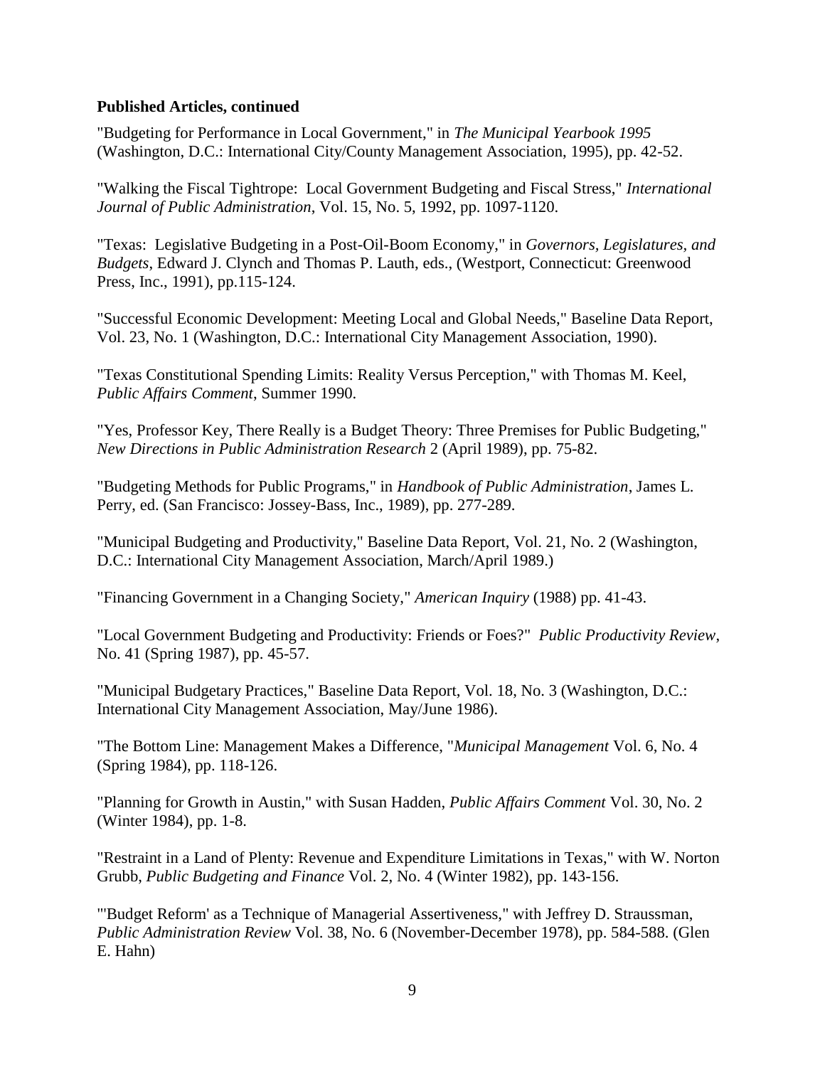**Published Articles, continued**

"Budgeting for Performance in Local Government," in *The Municipal Yearbook 1995* (Washington, D.C.: International City/County Management Association, 1995), pp. 42-52.

"Walking the Fiscal Tightrope: Local Government Budgeting and Fiscal Stress," *International Journal of Public Administration*, Vol. 15, No. 5, 1992, pp. 1097-1120.

"Texas: Legislative Budgeting in a Post-Oil-Boom Economy," in *Governors, Legislatures, and Budgets*, Edward J. Clynch and Thomas P. Lauth, eds., (Westport, Connecticut: Greenwood Press, Inc., 1991), pp.115-124.

"Successful Economic Development: Meeting Local and Global Needs," Baseline Data Report, Vol. 23, No. 1 (Washington, D.C.: International City Management Association, 1990).

"Texas Constitutional Spending Limits: Reality Versus Perception," with Thomas M. Keel, *Public Affairs Comment,* Summer 1990.

"Yes, Professor Key, There Really is a Budget Theory: Three Premises for Public Budgeting," *New Directions in Public Administration Research* 2 (April 1989), pp. 75-82.

"Budgeting Methods for Public Programs," in *Handbook of Public Administration*, James L. Perry, ed. (San Francisco: Jossey-Bass, Inc., 1989), pp. 277-289.

"Municipal Budgeting and Productivity," Baseline Data Report, Vol. 21, No. 2 (Washington, D.C.: International City Management Association, March/April 1989.)

"Financing Government in a Changing Society," *American Inquiry* (1988) pp. 41-43.

"Local Government Budgeting and Productivity: Friends or Foes?" *Public Productivity Review*, No. 41 (Spring 1987), pp. 45-57.

"Municipal Budgetary Practices," Baseline Data Report, Vol. 18, No. 3 (Washington, D.C.: International City Management Association, May/June 1986).

"The Bottom Line: Management Makes a Difference, "*Municipal Management* Vol. 6, No. 4 (Spring 1984), pp. 118-126.

"Planning for Growth in Austin," with Susan Hadden, *Public Affairs Comment* Vol. 30, No. 2 (Winter 1984), pp. 1-8.

"Restraint in a Land of Plenty: Revenue and Expenditure Limitations in Texas," with W. Norton Grubb, *Public Budgeting and Finance* Vol. 2, No. 4 (Winter 1982), pp. 143-156.

"'Budget Reform' as a Technique of Managerial Assertiveness," with Jeffrey D. Straussman, *Public Administration Review* Vol. 38, No. 6 (November-December 1978), pp. 584-588. (Glen E. Hahn)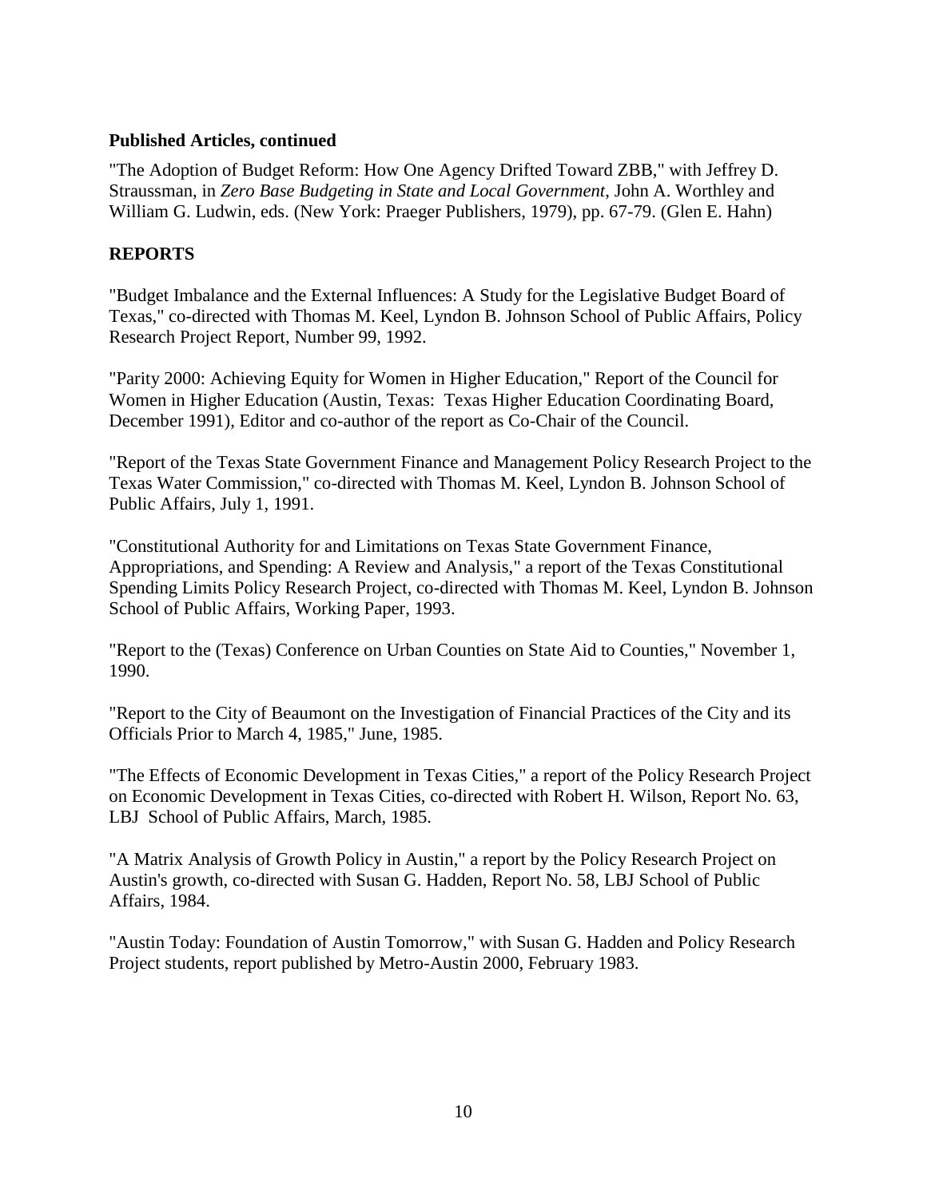**Published Articles, continued**

"The Adoption of Budget Reform: How One Agency Drifted Toward ZBB," with Jeffrey D. Straussman, in *Zero Base Budgeting in State and Local Government*, John A. Worthley and William G. Ludwin, eds. (New York: Praeger Publishers, 1979), pp. 67-79. (Glen E. Hahn)

## REPORTS

"Budget Imbalance and the External Influences: A Study for the Legislative Budget Board of Texas," co-directed with Thomas M. Keel, Lyndon B. Johnson School of Public Affairs, Policy Research Project Report, Number 99, 1992.

"Parity 2000: Achieving Equity for Women in Higher Education," Report of the Council for Women in Higher Education (Austin, Texas: Texas Higher Education Coordinating Board, December 1991), Editor and co-author of the report as Co-Chair of the Council.

"Report of the Texas State Government Finance and Management Policy Research Project to the Texas Water Commission," co-directed with Thomas M. Keel, Lyndon B. Johnson School of Public Affairs, July 1, 1991.

"Constitutional Authority for and Limitations on Texas State Government Finance, Appropriations, and Spending: A Review and Analysis," a report of the Texas Constitutional Spending Limits Policy Research Project, co-directed with Thomas M. Keel, Lyndon B. Johnson School of Public Affairs, Working Paper, 1993.

"Report to the (Texas) Conference on Urban Counties on State Aid to Counties," November 1, 1990.

"Report to the City of Beaumont on the Investigation of Financial Practices of the City and its Officials Prior to March 4, 1985," June, 1985.

"The Effects of Economic Development in Texas Cities," a report of the Policy Research Project on Economic Development in Texas Cities, co-directed with Robert H. Wilson, Report No. 63, LBJ School of Public Affairs, March, 1985.

"A Matrix Analysis of Growth Policy in Austin," a report by the Policy Research Project on Austin's growth, co-directed with Susan G. Hadden, Report No. 58, LBJ School of Public Affairs, 1984.

"Austin Today: Foundation of Austin Tomorrow," with Susan G. Hadden and Policy Research Project students, report published by Metro-Austin 2000, February 1983.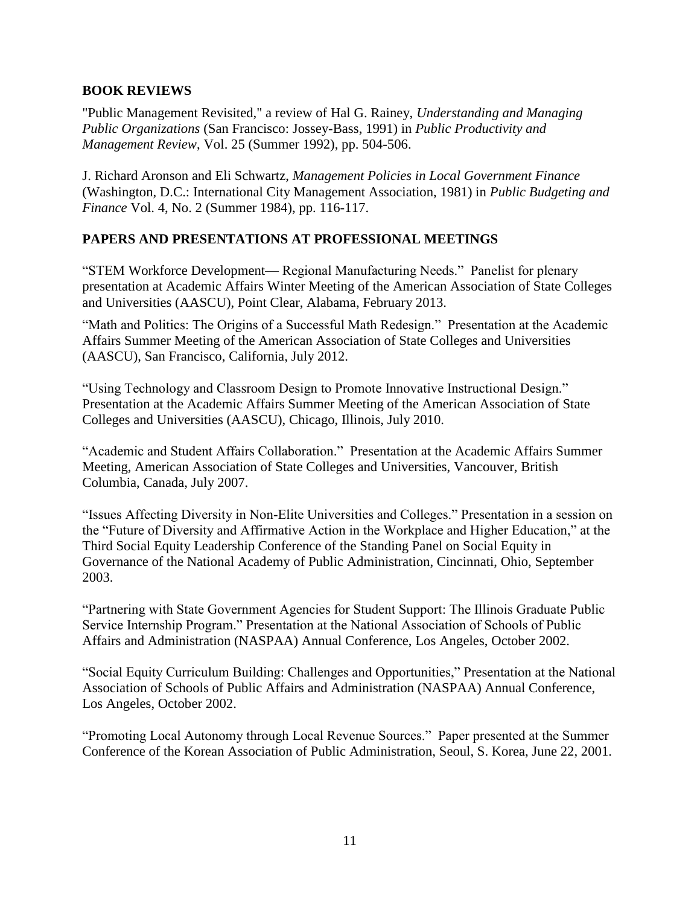## BOOK REVIEWS

"Public Management Revisited," a review of Hal G. Rainey, *Understanding and Managing Public Organizations* (San Francisco: Jossey-Bass, 1991) in *Public Productivity and Management Review*, Vol. 25 (Summer 1992), pp. 504-506.

J. Richard Aronson and Eli Schwartz, *Management Policies in Local Government Finance* (Washington, D.C.: International City Management Association, 1981) in *Public Budgeting and Finance* Vol. 4, No. 2 (Summer 1984), pp. 116-117.

## PAPERS AND PRESENTATIONS AT PROFESSIONAL MEETINGS

"STEM Workforce Development— Regional Manufacturing Needs." Panelist for plenary presentation at Academic Affairs Winter Meeting of the American Association of State Colleges and Universities (AASCU), Point Clear, Alabama, February 2013.

"Math and Politics: The Origins of a Successful Math Redesign." Presentation at the Academic Affairs Summer Meeting of the American Association of State Colleges and Universities (AASCU), San Francisco, California, July 2012.

"Using Technology and Classroom Design to Promote Innovative Instructional Design." Presentation at the Academic Affairs Summer Meeting of the American Association of State Colleges and Universities (AASCU), Chicago, Illinois, July 2010.

"Academic and Student Affairs Collaboration." Presentation at the Academic Affairs Summer Meeting, American Association of State Colleges and Universities, Vancouver, British Columbia, Canada, July 2007.

"Issues Affecting Diversity in Non-Elite Universities and Colleges." Presentation in a session on the "Future of Diversity and Affirmative Action in the Workplace and Higher Education," at the Third Social Equity Leadership Conference of the Standing Panel on Social Equity in Governance of the National Academy of Public Administration, Cincinnati, Ohio, September 2003.

"Partnering with State Government Agencies for Student Support: The Illinois Graduate Public Service Internship Program." Presentation at the National Association of Schools of Public Affairs and Administration (NASPAA) Annual Conference, Los Angeles, October 2002.

"Social Equity Curriculum Building: Challenges and Opportunities," Presentation at the National Association of Schools of Public Affairs and Administration (NASPAA) Annual Conference, Los Angeles, October 2002.

"Promoting Local Autonomy through Local Revenue Sources." Paper presented at the Summer Conference of the Korean Association of Public Administration, Seoul, S. Korea, June 22, 2001.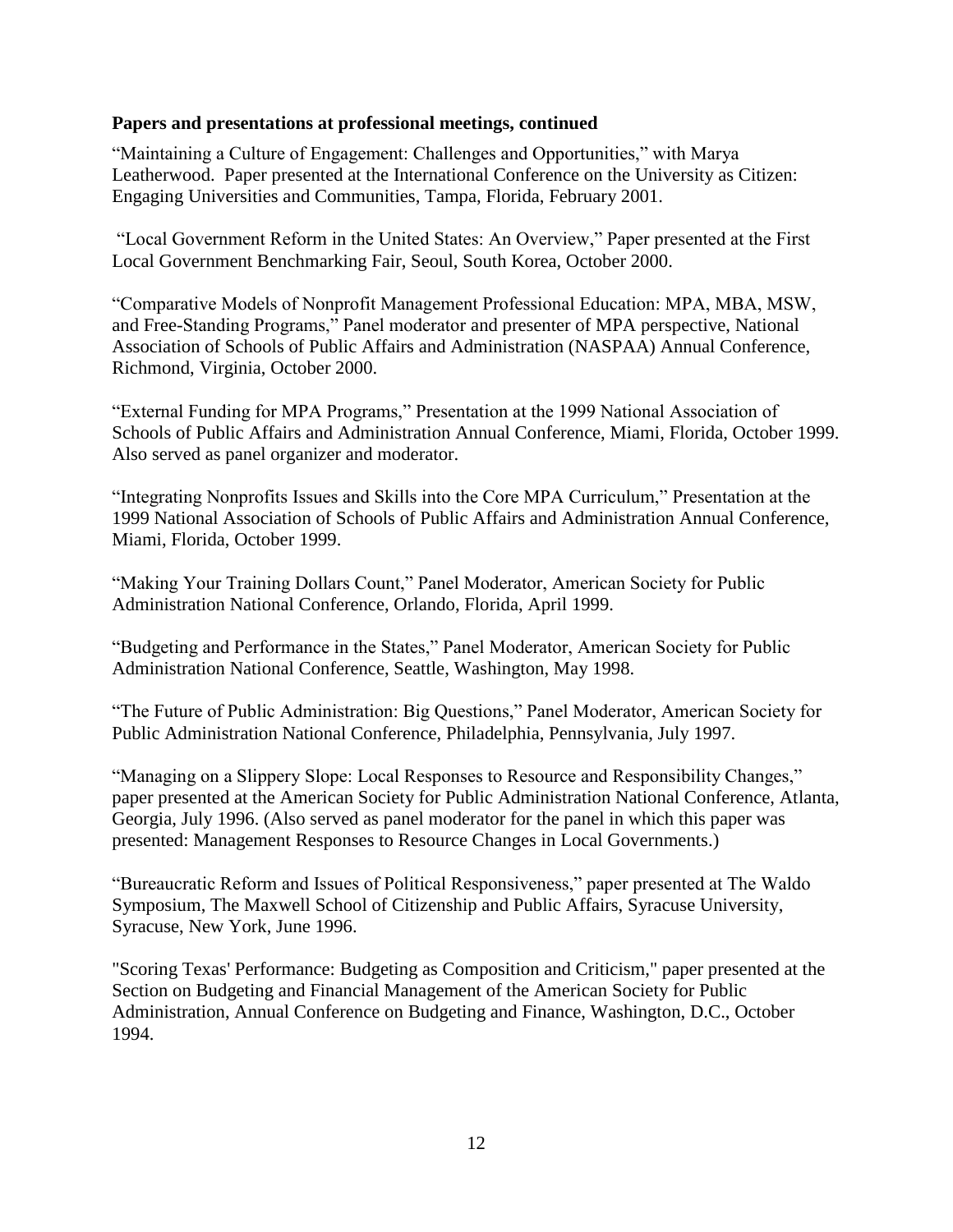**Papers and presentations at professional meetings, continued**

“Maintaining a Culture of Engagement: Challenges and Opportunities,” with Marya Leatherwood. Paper presented at the International Conference on the University as Citizen: Engaging Universities and Communities, Tampa, Florida, February 2001.

“Local Government Reform in the United States: An Overview,” Paper presented at the First Local Government Benchmarking Fair, Seoul, South Korea, October 2000.

“Comparative Models of Nonprofit Management Professional Education: MPA, MBA, MSW, and Free-Standing Programs,” Panel moderator and presenter of MPA perspective, National Association of Schools of Public Affairs and Administration (NASPAA) Annual Conference, Richmond, Virginia, October 2000.

“External Funding for MPA Programs,” Presentation at the 1999 National Association of Schools of Public Affairs and Administration Annual Conference, Miami, Florida, October 1999. Also served as panel organizer and moderator.

“Integrating Nonprofits Issues and Skills into the Core MPA Curriculum,” Presentation at the 1999 National Association of Schools of Public Affairs and Administration Annual Conference, Miami, Florida, October 1999.

“Making Your Training Dollars Count,” Panel Moderator, American Society for Public Administration National Conference, Orlando, Florida, April 1999.

“Budgeting and Performance in the States,” Panel Moderator, American Society for Public Administration National Conference, Seattle, Washington, May 1998.

“The Future of Public Administration: Big Questions,” Panel Moderator, American Society for Public Administration National Conference, Philadelphia, Pennsylvania, July 1997.

“Managing on a Slippery Slope: Local Responses to Resource and Responsibility Changes,” paper presented at the American Society for Public Administration National Conference, Atlanta, Georgia, July 1996. (Also served as panel moderator for the panel in which this paper was presented: Management Responses to Resource Changes in Local Governments.)

“Bureaucratic Reform and Issues of Political Responsiveness,” paper presented at The Waldo Symposium, The Maxwell School of Citizenship and Public Affairs, Syracuse University, Syracuse, New York, June 1996.

"Scoring Texas' Performance: Budgeting as Composition and Criticism," paper presented at the Section on Budgeting and Financial Management of the American Society for Public Administration, Annual Conference on Budgeting and Finance, Washington, D.C., October 1994.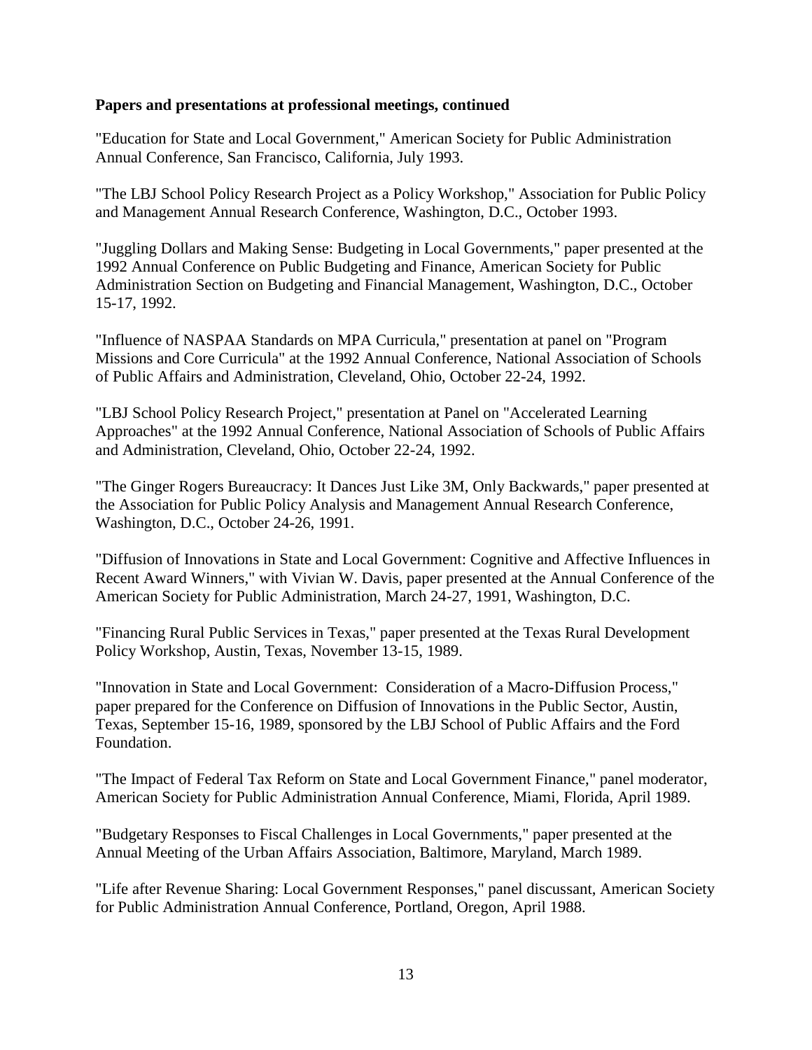**Papers and presentations at professional meetings, continued**

"Education for State and Local Government," American Society for Public Administration Annual Conference, San Francisco, California, July 1993.

"The LBJ School Policy Research Project as a Policy Workshop," Association for Public Policy and Management Annual Research Conference, Washington, D.C., October 1993.

"Juggling Dollars and Making Sense: Budgeting in Local Governments," paper presented at the 1992 Annual Conference on Public Budgeting and Finance, American Society for Public Administration Section on Budgeting and Financial Management, Washington, D.C., October 15-17, 1992.

"Influence of NASPAA Standards on MPA Curricula," presentation at panel on "Program Missions and Core Curricula" at the 1992 Annual Conference, National Association of Schools of Public Affairs and Administration, Cleveland, Ohio, October 22-24, 1992.

"LBJ School Policy Research Project," presentation at Panel on "Accelerated Learning Approaches" at the 1992 Annual Conference, National Association of Schools of Public Affairs and Administration, Cleveland, Ohio, October 22-24, 1992.

"The Ginger Rogers Bureaucracy: It Dances Just Like 3M, Only Backwards," paper presented at the Association for Public Policy Analysis and Management Annual Research Conference, Washington, D.C., October 24-26, 1991.

"Diffusion of Innovations in State and Local Government: Cognitive and Affective Influences in Recent Award Winners," with Vivian W. Davis, paper presented at the Annual Conference of the American Society for Public Administration, March 24-27, 1991, Washington, D.C.

"Financing Rural Public Services in Texas," paper presented at the Texas Rural Development Policy Workshop, Austin, Texas, November 13-15, 1989.

"Innovation in State and Local Government: Consideration of a Macro-Diffusion Process," paper prepared for the Conference on Diffusion of Innovations in the Public Sector, Austin, Texas, September 15-16, 1989, sponsored by the LBJ School of Public Affairs and the Ford Foundation.

"The Impact of Federal Tax Reform on State and Local Government Finance," panel moderator, American Society for Public Administration Annual Conference, Miami, Florida, April 1989.

"Budgetary Responses to Fiscal Challenges in Local Governments," paper presented at the Annual Meeting of the Urban Affairs Association, Baltimore, Maryland, March 1989.

"Life after Revenue Sharing: Local Government Responses," panel discussant, American Society for Public Administration Annual Conference, Portland, Oregon, April 1988.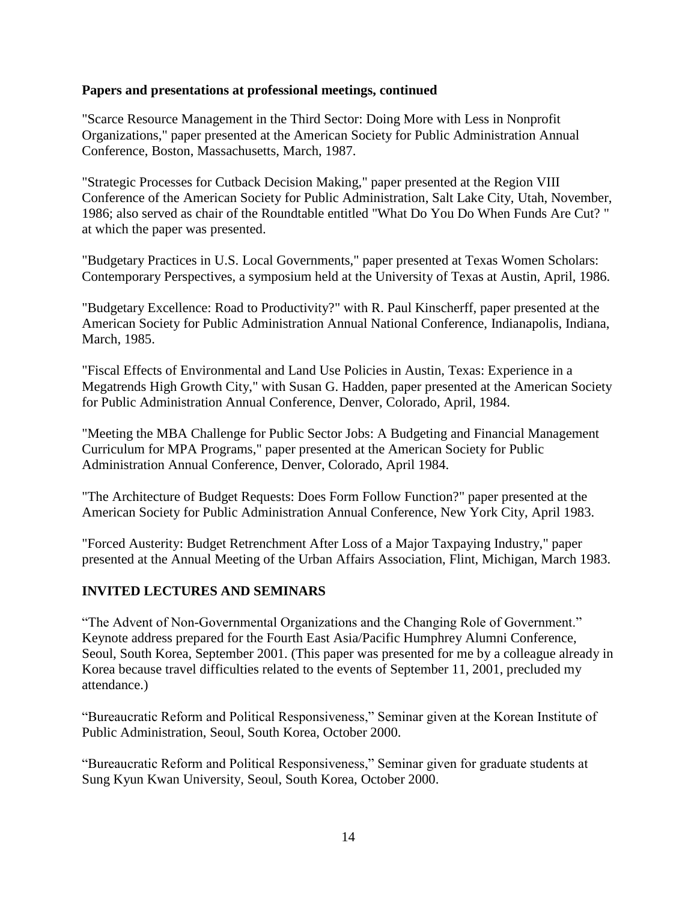**Papers and presentations at professional meetings, continued**

"Scarce Resource Management in the Third Sector: Doing More with Less in Nonprofit Organizations," paper presented at the American Society for Public Administration Annual Conference, Boston, Massachusetts, March, 1987.

"Strategic Processes for Cutback Decision Making," paper presented at the Region VIII Conference of the American Society for Public Administration, Salt Lake City, Utah, November, 1986; also served as chair of the Roundtable entitled "What Do You Do When Funds Are Cut? " at which the paper was presented.

"Budgetary Practices in U.S. Local Governments," paper presented at Texas Women Scholars: Contemporary Perspectives, a symposium held at the University of Texas at Austin, April, 1986.

"Budgetary Excellence: Road to Productivity?" with R. Paul Kinscherff, paper presented at the American Society for Public Administration Annual National Conference, Indianapolis, Indiana, March, 1985.

"Fiscal Effects of Environmental and Land Use Policies in Austin, Texas: Experience in a Megatrends High Growth City," with Susan G. Hadden, paper presented at the American Society for Public Administration Annual Conference, Denver, Colorado, April, 1984.

"Meeting the MBA Challenge for Public Sector Jobs: A Budgeting and Financial Management Curriculum for MPA Programs," paper presented at the American Society for Public Administration Annual Conference, Denver, Colorado, April 1984.

"The Architecture of Budget Requests: Does Form Follow Function?" paper presented at the American Society for Public Administration Annual Conference, New York City, April 1983.

"Forced Austerity: Budget Retrenchment After Loss of a Major Taxpaying Industry," paper presented at the Annual Meeting of the Urban Affairs Association, Flint, Michigan, March 1983.

## INVITED LECTURES AND SEMINARS

"The Advent of Non-Governmental Organizations and the Changing Role of Government." Keynote address prepared for the Fourth East Asia/Pacific Humphrey Alumni Conference, Seoul, South Korea, September 2001. (This paper was presented for me by a colleague already in Korea because travel difficulties related to the events of September 11, 2001, precluded my attendance.)

"Bureaucratic Reform and Political Responsiveness," Seminar given at the Korean Institute of Public Administration, Seoul, South Korea, October 2000.

"Bureaucratic Reform and Political Responsiveness," Seminar given for graduate students at Sung Kyun Kwan University, Seoul, South Korea, October 2000.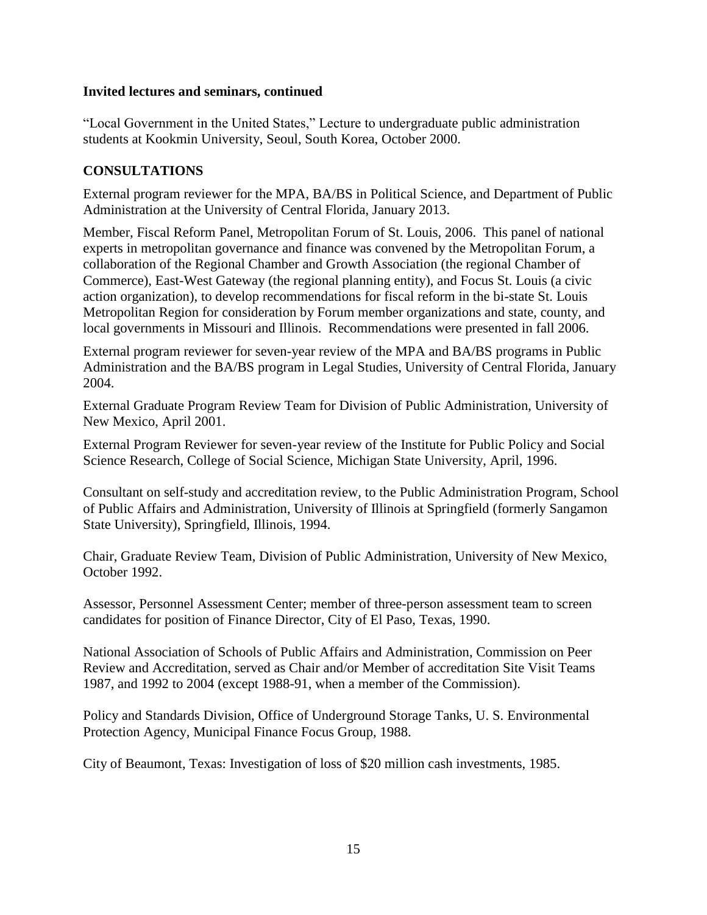**Invited lectures and seminars, continued**

“Local Government in the United States,” Lecture to undergraduate public administration students at Kookmin University, Seoul, South Korea, October 2000.

## CONSULTATIONS

External program reviewer for the MPA, BA/BS in Political Science, and Department of Public Administration at the University of Central Florida, January 2013.

Member, Fiscal Reform Panel, Metropolitan Forum of St. Louis, 2006. This panel of national experts in metropolitan governance and finance was convened by the Metropolitan Forum, a collaboration of the Regional Chamber and Growth Association (the regional Chamber of Commerce), East-West Gateway (the regional planning entity), and Focus St. Louis (a civic action organization), to develop recommendations for fiscal reform in the bi-state St. Louis Metropolitan Region for consideration by Forum member organizations and state, county, and local governments in Missouri and Illinois. Recommendations were presented in fall 2006.

External program reviewer for seven-year review of the MPA and BA/BS programs in Public Administration and the BA/BS program in Legal Studies, University of Central Florida, January 2004.

External Graduate Program Review Team for Division of Public Administration, University of New Mexico, April 2001.

External Program Reviewer for seven-year review of the Institute for Public Policy and Social Science Research, College of Social Science, Michigan State University, April, 1996.

Consultant on self-study and accreditation review, to the Public Administration Program, School of Public Affairs and Administration, University of Illinois at Springfield (formerly Sangamon State University), Springfield, Illinois, 1994.

Chair, Graduate Review Team, Division of Public Administration, University of New Mexico, October 1992.

Assessor, Personnel Assessment Center; member of three-person assessment team to screen candidates for position of Finance Director, City of El Paso, Texas, 1990.

National Association of Schools of Public Affairs and Administration, Commission on Peer Review and Accreditation, served as Chair and/or Member of accreditation Site Visit Teams 1987, and 1992 to 2004 (except 1988-91, when a member of the Commission).

Policy and Standards Division, Office of Underground Storage Tanks, U. S. Environmental Protection Agency, Municipal Finance Focus Group, 1988.

City of Beaumont, Texas: Investigation of loss of $20 million cash investments, 1985.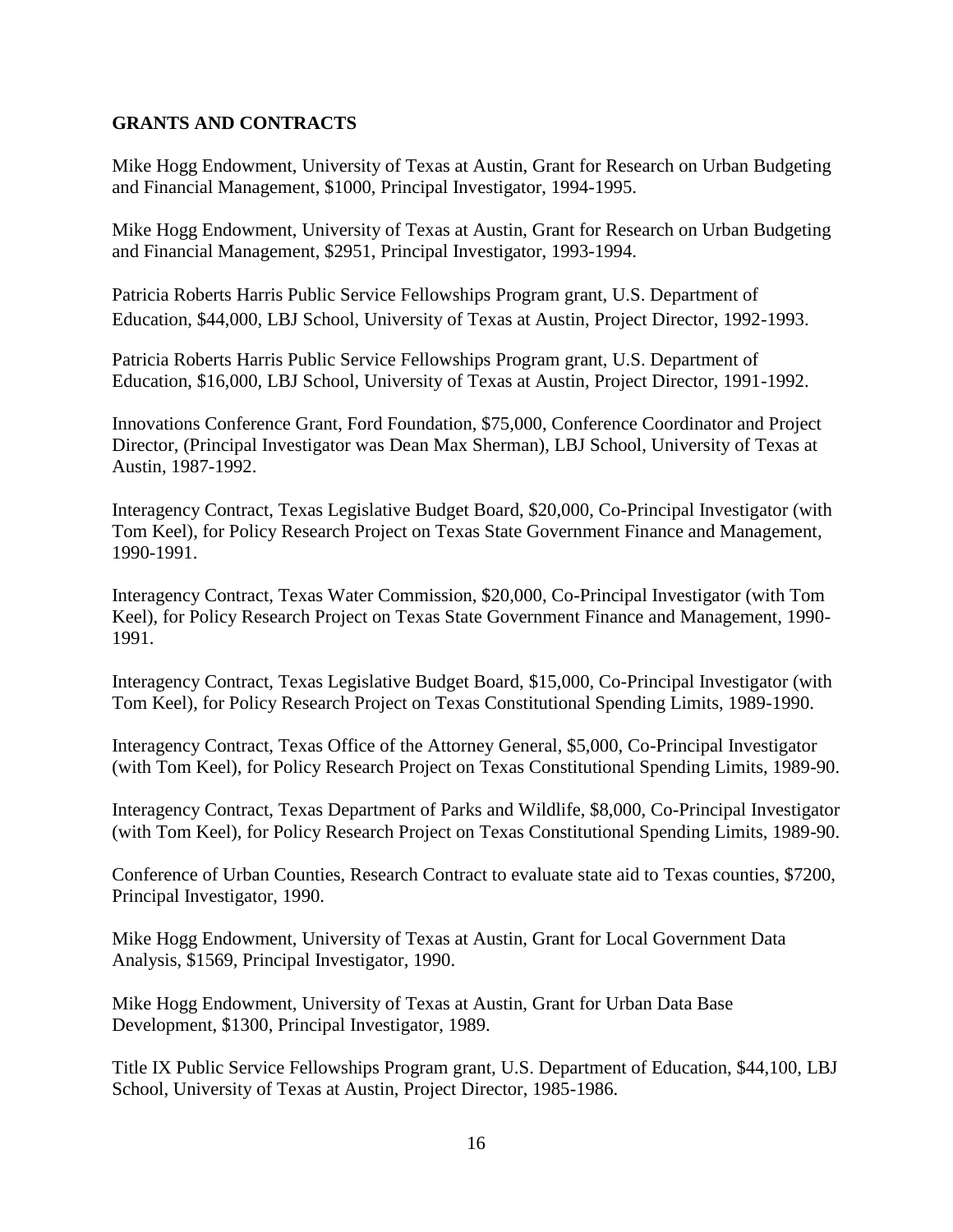## GRANTS AND CONTRACTS

Mike Hogg Endowment, University of Texas at Austin, Grant for Research on Urban Budgeting and Financial Management, $1000, Principal Investigator, 1994-1995.

Mike Hogg Endowment, University of Texas at Austin, Grant for Research on Urban Budgeting and Financial Management, $2951, Principal Investigator, 1993-1994.

Patricia Roberts Harris Public Service Fellowships Program grant, U.S. Department of Education, $44,000, LBJ School, University of Texas at Austin, Project Director, 1992-1993.

Patricia Roberts Harris Public Service Fellowships Program grant, U.S. Department of Education, $16,000, LBJ School, University of Texas at Austin, Project Director, 1991-1992.

Innovations Conference Grant, Ford Foundation, $75,000, Conference Coordinator and Project Director, (Principal Investigator was Dean Max Sherman), LBJ School, University of Texas at Austin, 1987-1992.

Interagency Contract, Texas Legislative Budget Board, $20,000, Co-Principal Investigator (with Tom Keel), for Policy Research Project on Texas State Government Finance and Management, 1990-1991.

Interagency Contract, Texas Water Commission, $20,000, Co-Principal Investigator (with Tom Keel), for Policy Research Project on Texas State Government Finance and Management, 1990-1991.

Interagency Contract, Texas Legislative Budget Board, $15,000, Co-Principal Investigator (with Tom Keel), for Policy Research Project on Texas Constitutional Spending Limits, 1989-1990.

Interagency Contract, Texas Office of the Attorney General, $5,000, Co-Principal Investigator (with Tom Keel), for Policy Research Project on Texas Constitutional Spending Limits, 1989-90.

Interagency Contract, Texas Department of Parks and Wildlife, $8,000, Co-Principal Investigator (with Tom Keel), for Policy Research Project on Texas Constitutional Spending Limits, 1989-90.

Conference of Urban Counties, Research Contract to evaluate state aid to Texas counties, $7200, Principal Investigator, 1990.

Mike Hogg Endowment, University of Texas at Austin, Grant for Local Government Data Analysis, $1569, Principal Investigator, 1990.

Mike Hogg Endowment, University of Texas at Austin, Grant for Urban Data Base Development, $1300, Principal Investigator, 1989.

Title IX Public Service Fellowships Program grant, U.S. Department of Education, $44,100, LBJ School, University of Texas at Austin, Project Director, 1985-1986.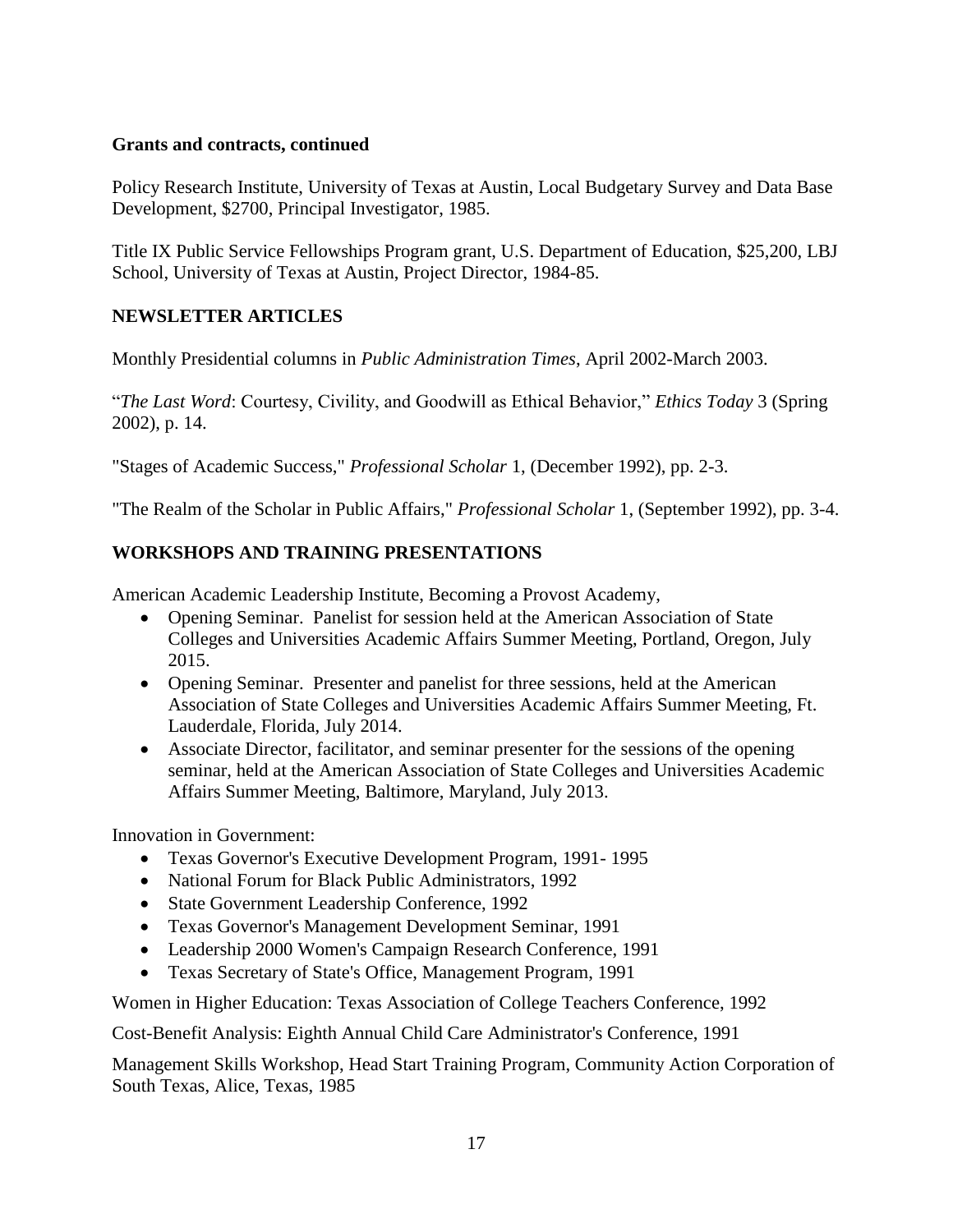**Grants and contracts, continued**

Policy Research Institute, University of Texas at Austin, Local Budgetary Survey and Data Base Development, $2700, Principal Investigator, 1985.

Title IX Public Service Fellowships Program grant, U.S. Department of Education, $25,200, LBJ School, University of Texas at Austin, Project Director, 1984-85.

## NEWSLETTER ARTICLES

Monthly Presidential columns in *Public Administration Times*, April 2002-March 2003.

"*The Last Word*: Courtesy, Civility, and Goodwill as Ethical Behavior," *Ethics Today* 3 (Spring 2002), p. 14.

"Stages of Academic Success," *Professional Scholar* 1, (December 1992), pp. 2-3.

"The Realm of the Scholar in Public Affairs," *Professional Scholar* 1, (September 1992), pp. 3-4.

## WORKSHOPS AND TRAINING PRESENTATIONS

American Academic Leadership Institute, Becoming a Provost Academy,

- Opening Seminar. Panelist for session held at the American Association of State Colleges and Universities Academic Affairs Summer Meeting, Portland, Oregon, July 2015.
- Opening Seminar. Presenter and panelist for three sessions, held at the American Association of State Colleges and Universities Academic Affairs Summer Meeting, Ft. Lauderdale, Florida, July 2014.
- Associate Director, facilitator, and seminar presenter for the sessions of the opening seminar, held at the American Association of State Colleges and Universities Academic Affairs Summer Meeting, Baltimore, Maryland, July 2013.

Innovation in Government:

- Texas Governor's Executive Development Program, 1991- 1995
- National Forum for Black Public Administrators, 1992
- State Government Leadership Conference, 1992
- Texas Governor's Management Development Seminar, 1991
- Leadership 2000 Women's Campaign Research Conference, 1991
- Texas Secretary of State's Office, Management Program, 1991

Women in Higher Education: Texas Association of College Teachers Conference, 1992

Cost-Benefit Analysis: Eighth Annual Child Care Administrator's Conference, 1991

Management Skills Workshop, Head Start Training Program, Community Action Corporation of South Texas, Alice, Texas, 1985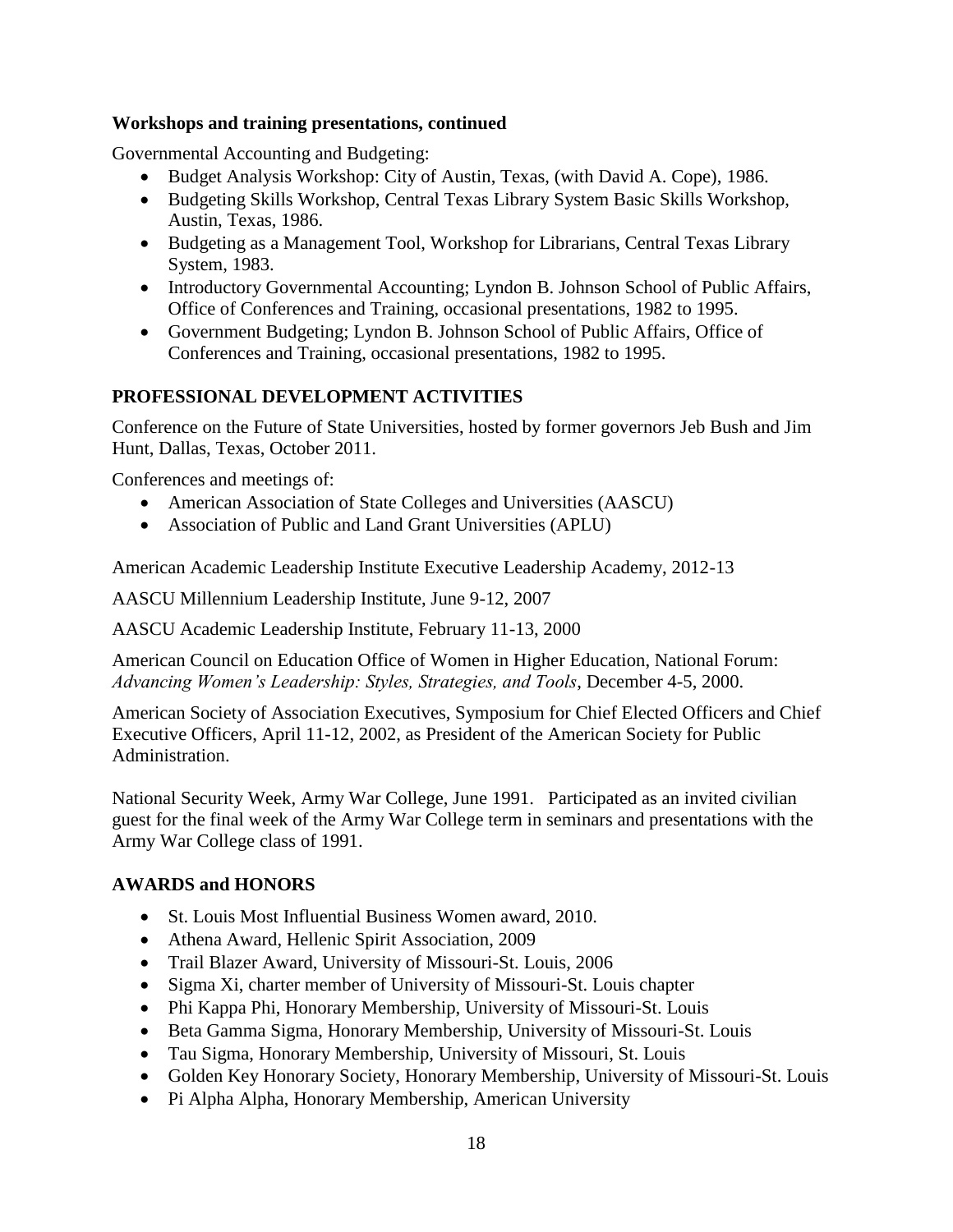**Workshops and training presentations, continued**

Governmental Accounting and Budgeting:

- Budget Analysis Workshop: City of Austin, Texas, (with David A. Cope), 1986.
- Budgeting Skills Workshop, Central Texas Library System Basic Skills Workshop, Austin, Texas, 1986.
- Budgeting as a Management Tool, Workshop for Librarians, Central Texas Library System, 1983.
- Introductory Governmental Accounting; Lyndon B. Johnson School of Public Affairs, Office of Conferences and Training, occasional presentations, 1982 to 1995.
- Government Budgeting; Lyndon B. Johnson School of Public Affairs, Office of Conferences and Training, occasional presentations, 1982 to 1995.

## PROFESSIONAL DEVELOPMENT ACTIVITIES

Conference on the Future of State Universities, hosted by former governors Jeb Bush and Jim Hunt, Dallas, Texas, October 2011.

Conferences and meetings of:

- American Association of State Colleges and Universities (AASCU)
- Association of Public and Land Grant Universities (APLU)

American Academic Leadership Institute Executive Leadership Academy, 2012-13

AASCU Millennium Leadership Institute, June 9-12, 2007

AASCU Academic Leadership Institute, February 11-13, 2000

American Council on Education Office of Women in Higher Education, National Forum: *Advancing Women's Leadership: Styles, Strategies, and Tools*, December 4-5, 2000.

American Society of Association Executives, Symposium for Chief Elected Officers and Chief Executive Officers, April 11-12, 2002, as President of the American Society for Public Administration.

National Security Week, Army War College, June 1991. Participated as an invited civilian guest for the final week of the Army War College term in seminars and presentations with the Army War College class of 1991.

## AWARDS and HONORS

- St. Louis Most Influential Business Women award, 2010.
- Athena Award, Hellenic Spirit Association, 2009
- Trail Blazer Award, University of Missouri-St. Louis, 2006
- Sigma Xi, charter member of University of Missouri-St. Louis chapter
- Phi Kappa Phi, Honorary Membership, University of Missouri-St. Louis
- Beta Gamma Sigma, Honorary Membership, University of Missouri-St. Louis
- Tau Sigma, Honorary Membership, University of Missouri, St. Louis
- Golden Key Honorary Society, Honorary Membership, University of Missouri-St. Louis
- Pi Alpha Alpha, Honorary Membership, American University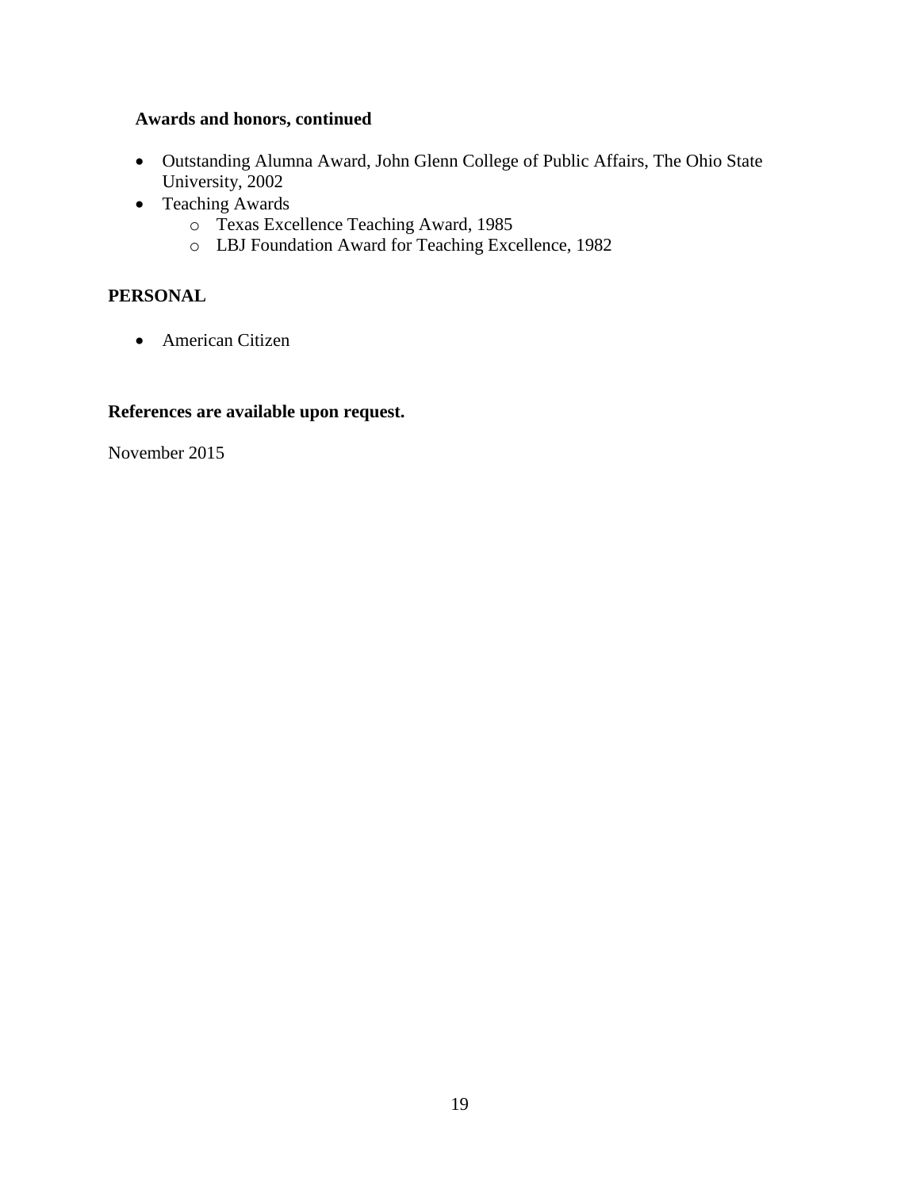**Awards and honors, continued**

- Outstanding Alumna Award, John Glenn College of Public Affairs, The Ohio State University, 2002
- Teaching Awards
    - Texas Excellence Teaching Award, 1985
    - LBJ Foundation Award for Teaching Excellence, 1982

**PERSONAL**

- American Citizen

**References are available upon request.**

November 2015